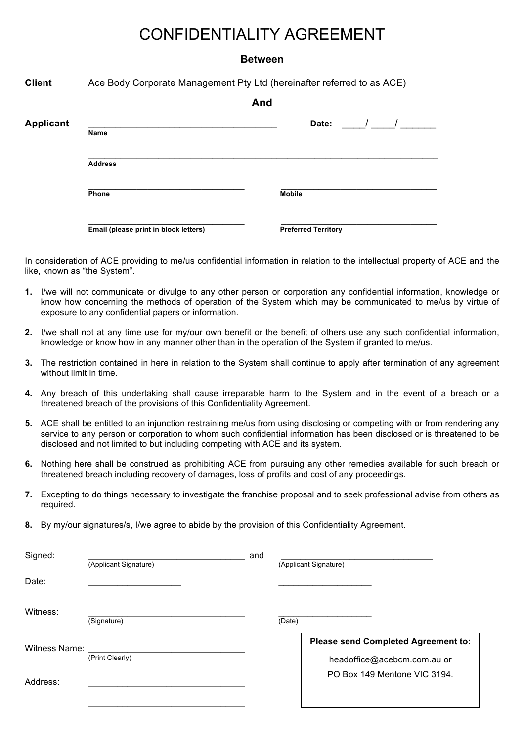# CONFIDENTIALITY AGREEMENT

**Between**

**Client** Ace Body Corporate Management Pty Ltd (hereinafter referred to as ACE)

**And**

**Applicant** ______________________________________ **Date:** ____/ ____/ _______

**Name**

__________________________________________________________________________

**Address**

________________________________ ________________________________

**Phone** **Mobile**

________________________________ ________________________________

**Email (please print in block letters)** **Preferred Territory**

In consideration of ACE providing to me/us confidential information in relation to the intellectual property of ACE and the like, known as "the System".

**1.** I/we will not communicate or divulge to any other person or corporation any confidential information, knowledge or know how concerning the methods of operation of the System which may be communicated to me/us by virtue of exposure to any confidential papers or information.

**2.** I/we shall not at any time use for my/our own benefit or the benefit of others use any such confidential information, knowledge or know how in any manner other than in the operation of the System if granted to me/us.

**3.** The restriction contained in here in relation to the System shall continue to apply after termination of any agreement without limit in time.

**4.** Any breach of this undertaking shall cause irreparable harm to the System and in the event of a breach or a threatened breach of the provisions of this Confidentiality Agreement.

**5.** ACE shall be entitled to an injunction restraining me/us from using disclosing or competing with or from rendering any service to any person or corporation to whom such confidential information has been disclosed or is threatened to be disclosed and not limited to but including competing with ACE and its system.

**6.** Nothing here shall be construed as prohibiting ACE from pursuing any other remedies available for such breach or threatened breach including recovery of damages, loss of profits and cost of any proceedings.

**7.** Excepting to do things necessary to investigate the franchise proposal and to seek professional advise from others as required.

**8.** By my/our signatures/s, I/we agree to abide by the provision of this Confidentiality Agreement.

Signed: ________________________________ and ________________________________

(Applicant Signature) (Applicant Signature)

Date: ___________________ ___________________

Witness: ________________________________ ___________________

(Signature) (Date)

Witness Name: ________________________________

(Print Clearly)

Address: ________________________________

________________________________

**Please send Completed Agreement to:**

headoffice@acebcm.com.au or

PO Box 149 Mentone VIC 3194.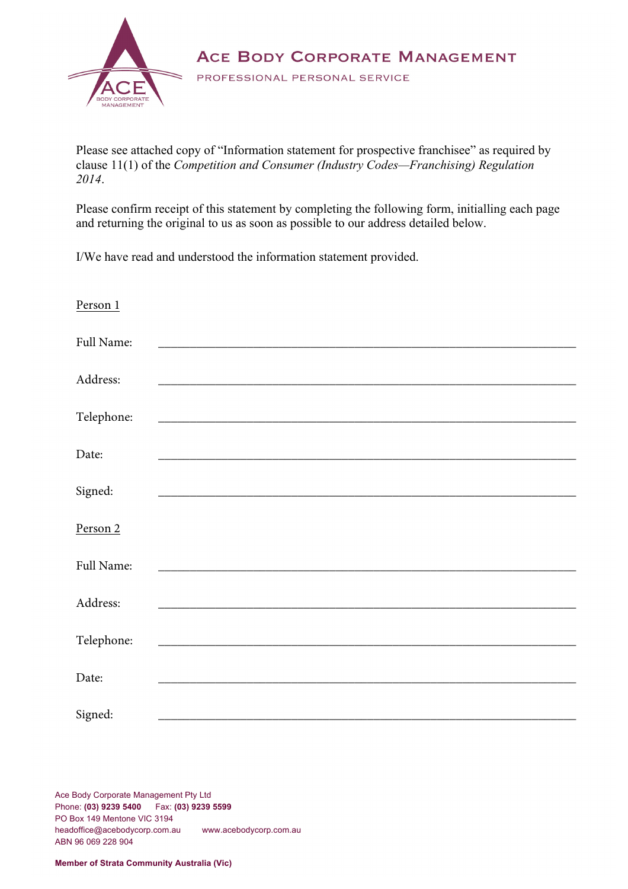# Ace Body Corporate Management

PROFESSIONAL PERSONAL SERVICE

Please see attached copy of "Information statement for prospective franchisee" as required by clause 11(1) of the *Competition and Consumer (Industry Codes—Franchising) Regulation 2014*.

Please confirm receipt of this statement by completing the following form, initialling each page and returning the original to us as soon as possible to our address detailed below.

I/We have read and understood the information statement provided.

Person 1

Full Name: \_\_\_\_\_\_\_\_\_\_\_\_\_\_\_\_\_\_\_\_\_\_\_\_\_\_\_\_\_\_\_\_\_\_\_\_\_\_\_\_\_\_\_\_\_\_\_\_\_\_\_\_\_\_\_\_\_\_\_\_

Address: \_\_\_\_\_\_\_\_\_\_\_\_\_\_\_\_\_\_\_\_\_\_\_\_\_\_\_\_\_\_\_\_\_\_\_\_\_\_\_\_\_\_\_\_\_\_\_\_\_\_\_\_\_\_\_\_\_\_\_\_

Telephone: \_\_\_\_\_\_\_\_\_\_\_\_\_\_\_\_\_\_\_\_\_\_\_\_\_\_\_\_\_\_\_\_\_\_\_\_\_\_\_\_\_\_\_\_\_\_\_\_\_\_\_\_\_\_\_\_\_\_\_\_

Date: \_\_\_\_\_\_\_\_\_\_\_\_\_\_\_\_\_\_\_\_\_\_\_\_\_\_\_\_\_\_\_\_\_\_\_\_\_\_\_\_\_\_\_\_\_\_\_\_\_\_\_\_\_\_\_\_\_\_\_\_

Signed: \_\_\_\_\_\_\_\_\_\_\_\_\_\_\_\_\_\_\_\_\_\_\_\_\_\_\_\_\_\_\_\_\_\_\_\_\_\_\_\_\_\_\_\_\_\_\_\_\_\_\_\_\_\_\_\_\_\_\_\_

Person 2

Full Name: \_\_\_\_\_\_\_\_\_\_\_\_\_\_\_\_\_\_\_\_\_\_\_\_\_\_\_\_\_\_\_\_\_\_\_\_\_\_\_\_\_\_\_\_\_\_\_\_\_\_\_\_\_\_\_\_\_\_\_\_

Address: \_\_\_\_\_\_\_\_\_\_\_\_\_\_\_\_\_\_\_\_\_\_\_\_\_\_\_\_\_\_\_\_\_\_\_\_\_\_\_\_\_\_\_\_\_\_\_\_\_\_\_\_\_\_\_\_\_\_\_\_

Telephone: \_\_\_\_\_\_\_\_\_\_\_\_\_\_\_\_\_\_\_\_\_\_\_\_\_\_\_\_\_\_\_\_\_\_\_\_\_\_\_\_\_\_\_\_\_\_\_\_\_\_\_\_\_\_\_\_\_\_\_\_

Date: \_\_\_\_\_\_\_\_\_\_\_\_\_\_\_\_\_\_\_\_\_\_\_\_\_\_\_\_\_\_\_\_\_\_\_\_\_\_\_\_\_\_\_\_\_\_\_\_\_\_\_\_\_\_\_\_\_\_\_\_

Signed: \_\_\_\_\_\_\_\_\_\_\_\_\_\_\_\_\_\_\_\_\_\_\_\_\_\_\_\_\_\_\_\_\_\_\_\_\_\_\_\_\_\_\_\_\_\_\_\_\_\_\_\_\_\_\_\_\_\_\_\_

Ace Body Corporate Management Pty Ltd
Phone: **(03) 9239 5400** Fax: **(03) 9239 5599**
PO Box 149 Mentone VIC 3194
headoffice@acebodycorp.com.au www.acebodycorp.com.au
ABN 96 069 228 904

**Member of Strata Community Australia (Vic)**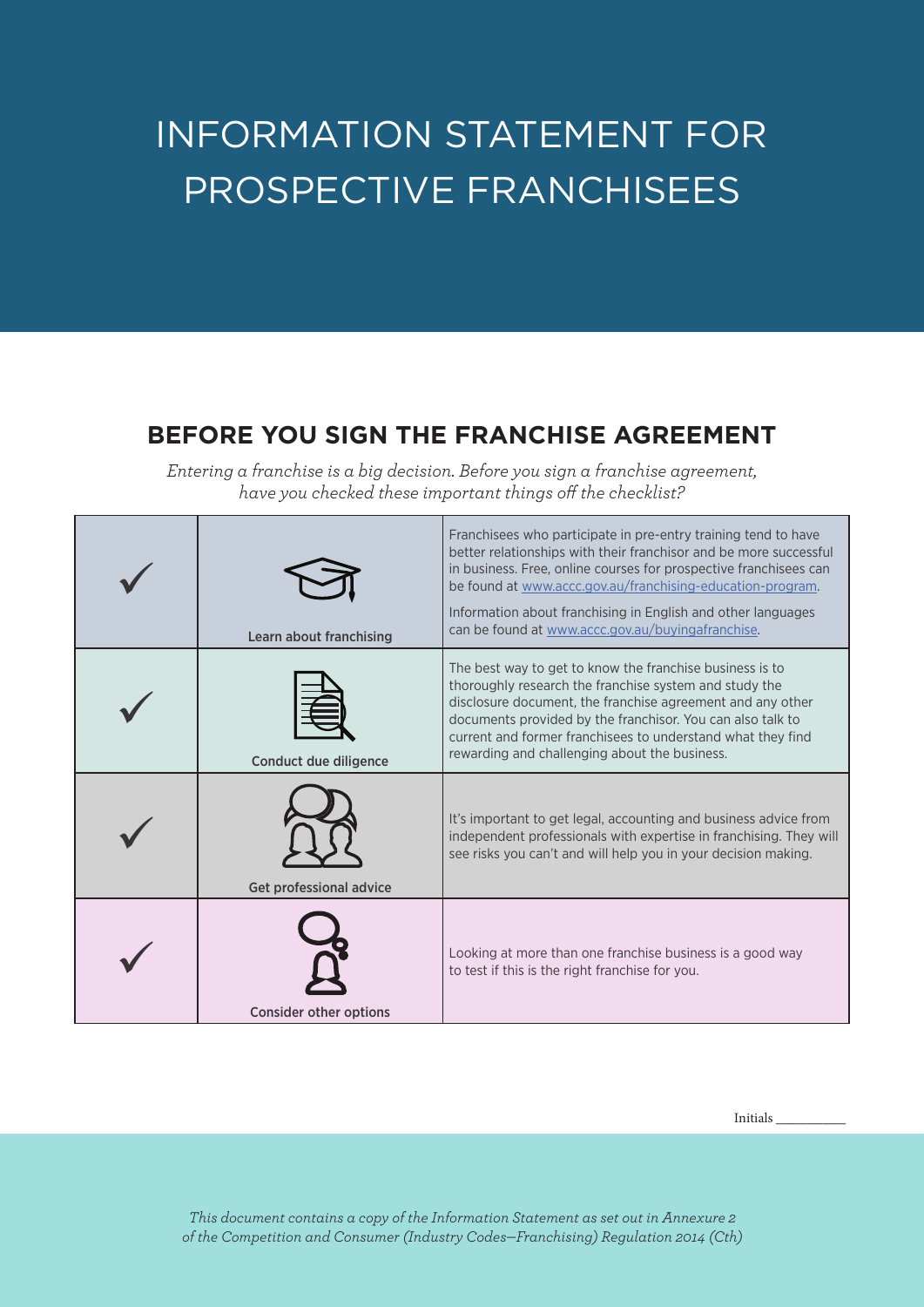# INFORMATION STATEMENT FOR PROSPECTIVE FRANCHISEES

## BEFORE YOU SIGN THE FRANCHISE AGREEMENT

*Entering a franchise is a big decision. Before you sign a franchise agreement, have you checked these important things off the checklist?*

| | | |
|---|---|---|
| ✓ | Learn about franchising | Franchisees who participate in pre-entry training tend to have better relationships with their franchisor and be more successful in business. Free, online courses for prospective franchisees can be found at www.accc.gov.au/franchising-education-program.<br><br>Information about franchising in English and other languages can be found at www.accc.gov.au/buyingafranchise. |
| ✓ | Conduct due diligence | The best way to get to know the franchise business is to thoroughly research the franchise system and study the disclosure document, the franchise agreement and any other documents provided by the franchisor. You can also talk to current and former franchisees to understand what they find rewarding and challenging about the business. |
| ✓ | Get professional advice | It's important to get legal, accounting and business advice from independent professionals with expertise in franchising. They will see risks you can't and will help you in your decision making. |
| ✓ | Consider other options | Looking at more than one franchise business is a good way to test if this is the right franchise for you. |

Initials __________

*This document contains a copy of the Information Statement as set out in Annexure 2 of the Competition and Consumer (Industry Codes—Franchising) Regulation 2014 (Cth)*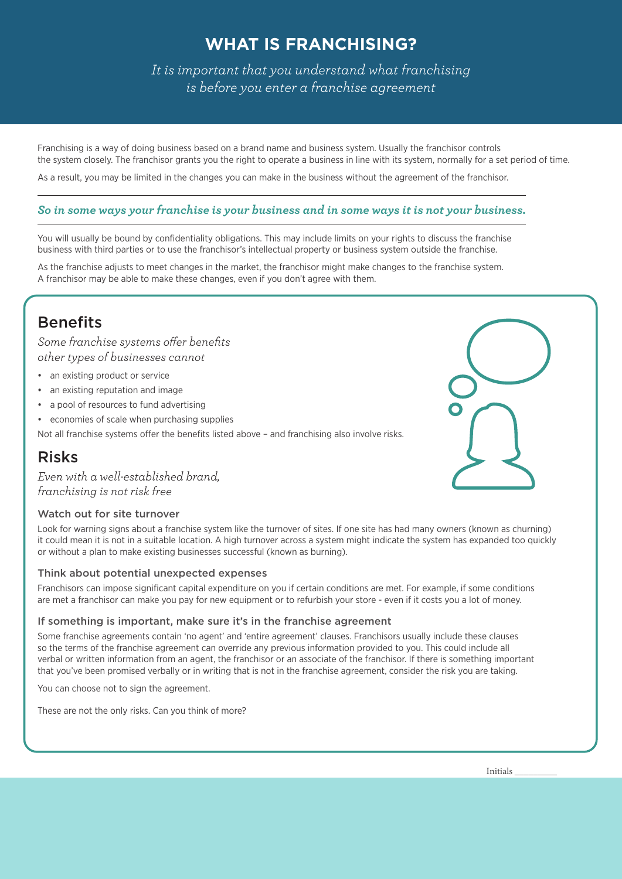# WHAT IS FRANCHISING?

*It is important that you understand what franchising is before you enter a franchise agreement*

Franchising is a way of doing business based on a brand name and business system. Usually the franchisor controls the system closely. The franchisor grants you the right to operate a business in line with its system, normally for a set period of time.

As a result, you may be limited in the changes you can make in the business without the agreement of the franchisor.

***So in some ways your franchise is your business and in some ways it is not your business.***

You will usually be bound by confidentiality obligations. This may include limits on your rights to discuss the franchise business with third parties or to use the franchisor's intellectual property or business system outside the franchise.

As the franchise adjusts to meet changes in the market, the franchisor might make changes to the franchise system. A franchisor may be able to make these changes, even if you don't agree with them.

## Benefits

*Some franchise systems offer benefits other types of businesses cannot*

- an existing product or service
- an existing reputation and image
- a pool of resources to fund advertising
- economies of scale when purchasing supplies

Not all franchise systems offer the benefits listed above – and franchising also involve risks.

## Risks

*Even with a well-established brand, franchising is not risk free*

### Watch out for site turnover

Look for warning signs about a franchise system like the turnover of sites. If one site has had many owners (known as churning) it could mean it is not in a suitable location. A high turnover across a system might indicate the system has expanded too quickly or without a plan to make existing businesses successful (known as burning).

### Think about potential unexpected expenses

Franchisors can impose significant capital expenditure on you if certain conditions are met. For example, if some conditions are met a franchisor can make you pay for new equipment or to refurbish your store - even if it costs you a lot of money.

### If something is important, make sure it's in the franchise agreement

Some franchise agreements contain 'no agent' and 'entire agreement' clauses. Franchisors usually include these clauses so the terms of the franchise agreement can override any previous information provided to you. This could include all verbal or written information from an agent, the franchisor or an associate of the franchisor. If there is something important that you've been promised verbally or in writing that is not in the franchise agreement, consider the risk you are taking.

You can choose not to sign the agreement.

These are not the only risks. Can you think of more?

Initials \_\_\_\_\_\_\_\_\_\_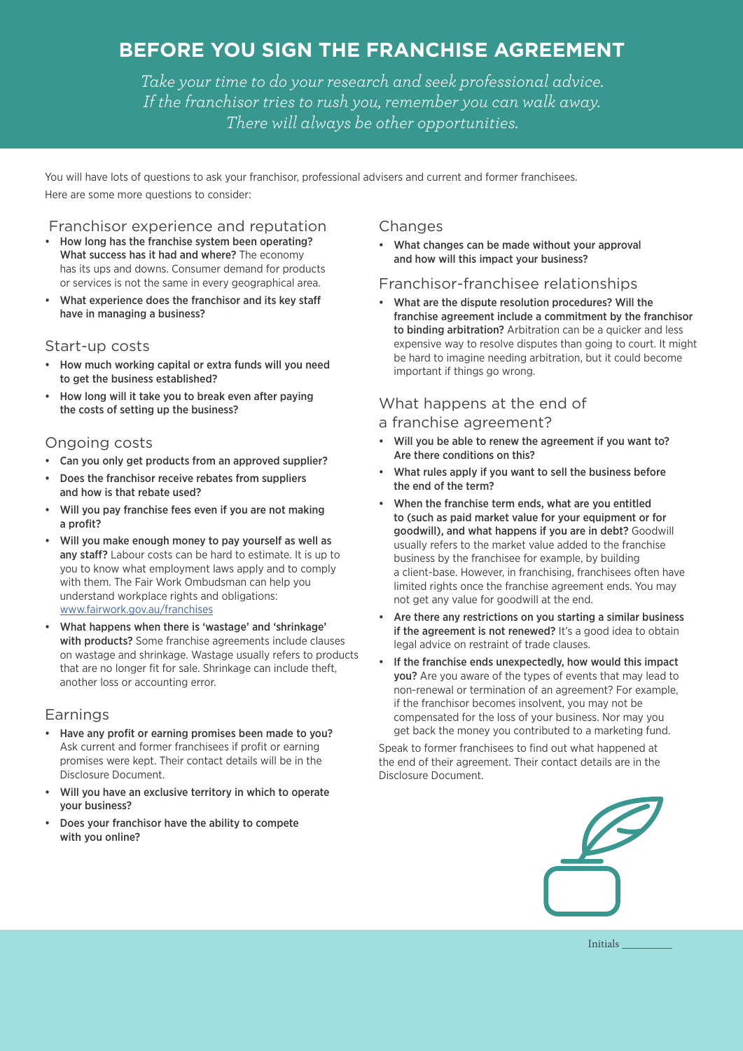# BEFORE YOU SIGN THE FRANCHISE AGREEMENT

*Take your time to do your research and seek professional advice. If the franchisor tries to rush you, remember you can walk away. There will always be other opportunities.*

You will have lots of questions to ask your franchisor, professional advisers and current and former franchisees.

Here are some more questions to consider:

## Franchisor experience and reputation

- **How long has the franchise system been operating? What success has it had and where?** The economy has its ups and downs. Consumer demand for products or services is not the same in every geographical area.
- **What experience does the franchisor and its key staff have in managing a business?**

## Start-up costs

- **How much working capital or extra funds will you need to get the business established?**
- **How long will it take you to break even after paying the costs of setting up the business?**

## Ongoing costs

- **Can you only get products from an approved supplier?**
- **Does the franchisor receive rebates from suppliers and how is that rebate used?**
- **Will you pay franchise fees even if you are not making a profit?**
- **Will you make enough money to pay yourself as well as any staff?** Labour costs can be hard to estimate. It is up to you to know what employment laws apply and to comply with them. The Fair Work Ombudsman can help you understand workplace rights and obligations: www.fairwork.gov.au/franchises
- **What happens when there is 'wastage' and 'shrinkage' with products?** Some franchise agreements include clauses on wastage and shrinkage. Wastage usually refers to products that are no longer fit for sale. Shrinkage can include theft, another loss or accounting error.

## Earnings

- **Have any profit or earning promises been made to you?** Ask current and former franchisees if profit or earning promises were kept. Their contact details will be in the Disclosure Document.
- **Will you have an exclusive territory in which to operate your business?**
- **Does your franchisor have the ability to compete with you online?**

## Changes

- **What changes can be made without your approval and how will this impact your business?**

## Franchisor-franchisee relationships

- **What are the dispute resolution procedures? Will the franchise agreement include a commitment by the franchisor to binding arbitration?** Arbitration can be a quicker and less expensive way to resolve disputes than going to court. It might be hard to imagine needing arbitration, but it could become important if things go wrong.

## What happens at the end of a franchise agreement?

- **Will you be able to renew the agreement if you want to? Are there conditions on this?**
- **What rules apply if you want to sell the business before the end of the term?**
- **When the franchise term ends, what are you entitled to (such as paid market value for your equipment or for goodwill), and what happens if you are in debt?** Goodwill usually refers to the market value added to the franchise business by the franchisee for example, by building a client-base. However, in franchising, franchisees often have limited rights once the franchise agreement ends. You may not get any value for goodwill at the end.
- **Are there any restrictions on you starting a similar business if the agreement is not renewed?** It's a good idea to obtain legal advice on restraint of trade clauses.
- **If the franchise ends unexpectedly, how would this impact you?** Are you aware of the types of events that may lead to non-renewal or termination of an agreement? For example, if the franchisor becomes insolvent, you may not be compensated for the loss of your business. Nor may you get back the money you contributed to a marketing fund.

Speak to former franchisees to find out what happened at the end of their agreement. Their contact details are in the Disclosure Document.

Initials __________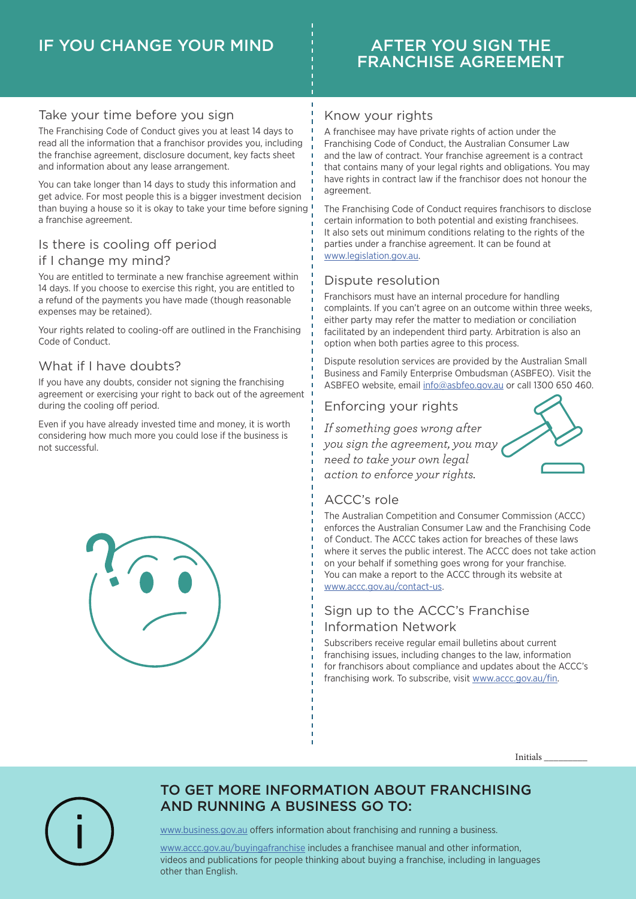# IF YOU CHANGE YOUR MIND

## Take your time before you sign

The Franchising Code of Conduct gives you at least 14 days to read all the information that a franchisor provides you, including the franchise agreement, disclosure document, key facts sheet and information about any lease arrangement.

You can take longer than 14 days to study this information and get advice. For most people this is a bigger investment decision than buying a house so it is okay to take your time before signing a franchise agreement.

## Is there is cooling off period if I change my mind?

You are entitled to terminate a new franchise agreement within 14 days. If you choose to exercise this right, you are entitled to a refund of the payments you have made (though reasonable expenses may be retained).

Your rights related to cooling-off are outlined in the Franchising Code of Conduct.

## What if I have doubts?

If you have any doubts, consider not signing the franchising agreement or exercising your right to back out of the agreement during the cooling off period.

Even if you have already invested time and money, it is worth considering how much more you could lose if the business is not successful.

# AFTER YOU SIGN THE FRANCHISE AGREEMENT

## Know your rights

A franchisee may have private rights of action under the Franchising Code of Conduct, the Australian Consumer Law and the law of contract. Your franchise agreement is a contract that contains many of your legal rights and obligations. You may have rights in contract law if the franchisor does not honour the agreement.

The Franchising Code of Conduct requires franchisors to disclose certain information to both potential and existing franchisees. It also sets out minimum conditions relating to the rights of the parties under a franchise agreement. It can be found at www.legislation.gov.au.

## Dispute resolution

Franchisors must have an internal procedure for handling complaints. If you can't agree on an outcome within three weeks, either party may refer the matter to mediation or conciliation facilitated by an independent third party. Arbitration is also an option when both parties agree to this process.

Dispute resolution services are provided by the Australian Small Business and Family Enterprise Ombudsman (ASBFEO). Visit the ASBFEO website, email info@asbfeo.gov.au or call 1300 650 460.

## Enforcing your rights

*If something goes wrong after you sign the agreement, you may need to take your own legal action to enforce your rights.*

## ACCC's role

The Australian Competition and Consumer Commission (ACCC) enforces the Australian Consumer Law and the Franchising Code of Conduct. The ACCC takes action for breaches of these laws where it serves the public interest. The ACCC does not take action on your behalf if something goes wrong for your franchise. You can make a report to the ACCC through its website at www.accc.gov.au/contact-us.

## Sign up to the ACCC's Franchise Information Network

Subscribers receive regular email bulletins about current franchising issues, including changes to the law, information for franchisors about compliance and updates about the ACCC's franchising work. To subscribe, visit www.accc.gov.au/fin.

Initials __________

## TO GET MORE INFORMATION ABOUT FRANCHISING AND RUNNING A BUSINESS GO TO:

www.business.gov.au offers information about franchising and running a business.

www.accc.gov.au/buyingafranchise includes a franchisee manual and other information, videos and publications for people thinking about buying a franchise, including in languages other than English.